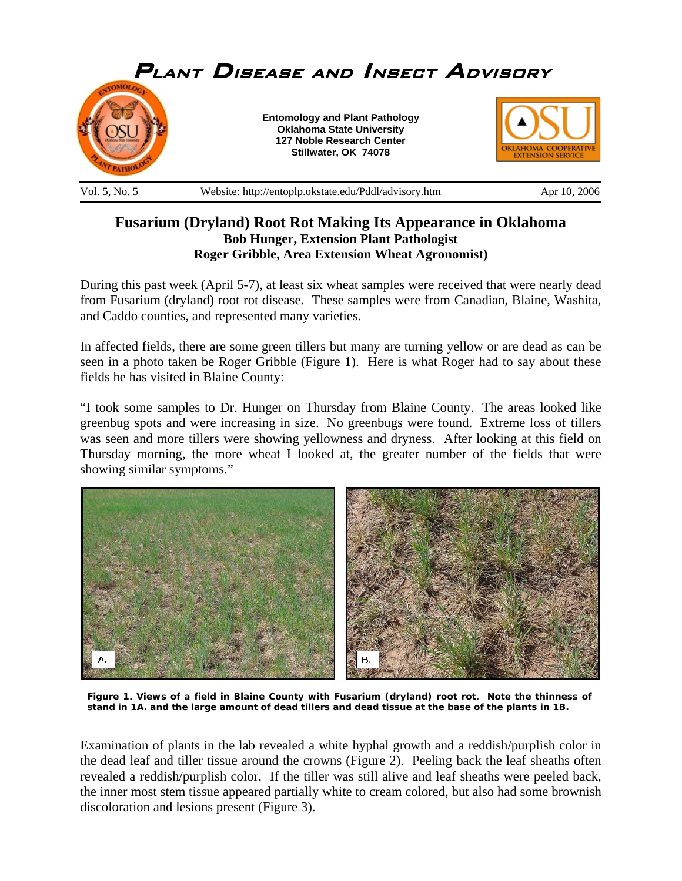# Plant Disease and Insect Advisory

**Entomology and Plant Pathology**
**Oklahoma State University**
**127 Noble Research Center**
**Stillwater, OK 74078**

Vol. 5, No. 5 | Website: http://entoplp.okstate.edu/Pddl/advisory.htm | Apr 10, 2006

## Fusarium (Dryland) Root Rot Making Its Appearance in Oklahoma

**Bob Hunger, Extension Plant Pathologist**
**Roger Gribble, Area Extension Wheat Agronomist)**

During this past week (April 5-7), at least six wheat samples were received that were nearly dead from Fusarium (dryland) root rot disease. These samples were from Canadian, Blaine, Washita, and Caddo counties, and represented many varieties.

In affected fields, there are some green tillers but many are turning yellow or are dead as can be seen in a photo taken be Roger Gribble (Figure 1). Here is what Roger had to say about these fields he has visited in Blaine County:

"I took some samples to Dr. Hunger on Thursday from Blaine County. The areas looked like greenbug spots and were increasing in size. No greenbugs were found. Extreme loss of tillers was seen and more tillers were showing yellowness and dryness. After looking at this field on Thursday morning, the more wheat I looked at, the greater number of the fields that were showing similar symptoms."

**Figure 1. Views of a field in Blaine County with Fusarium (dryland) root rot. Note the thinness of stand in 1A. and the large amount of dead tillers and dead tissue at the base of the plants in 1B.**

Examination of plants in the lab revealed a white hyphal growth and a reddish/purplish color in the dead leaf and tiller tissue around the crowns (Figure 2). Peeling back the leaf sheaths often revealed a reddish/purplish color. If the tiller was still alive and leaf sheaths were peeled back, the inner most stem tissue appeared partially white to cream colored, but also had some brownish discoloration and lesions present (Figure 3).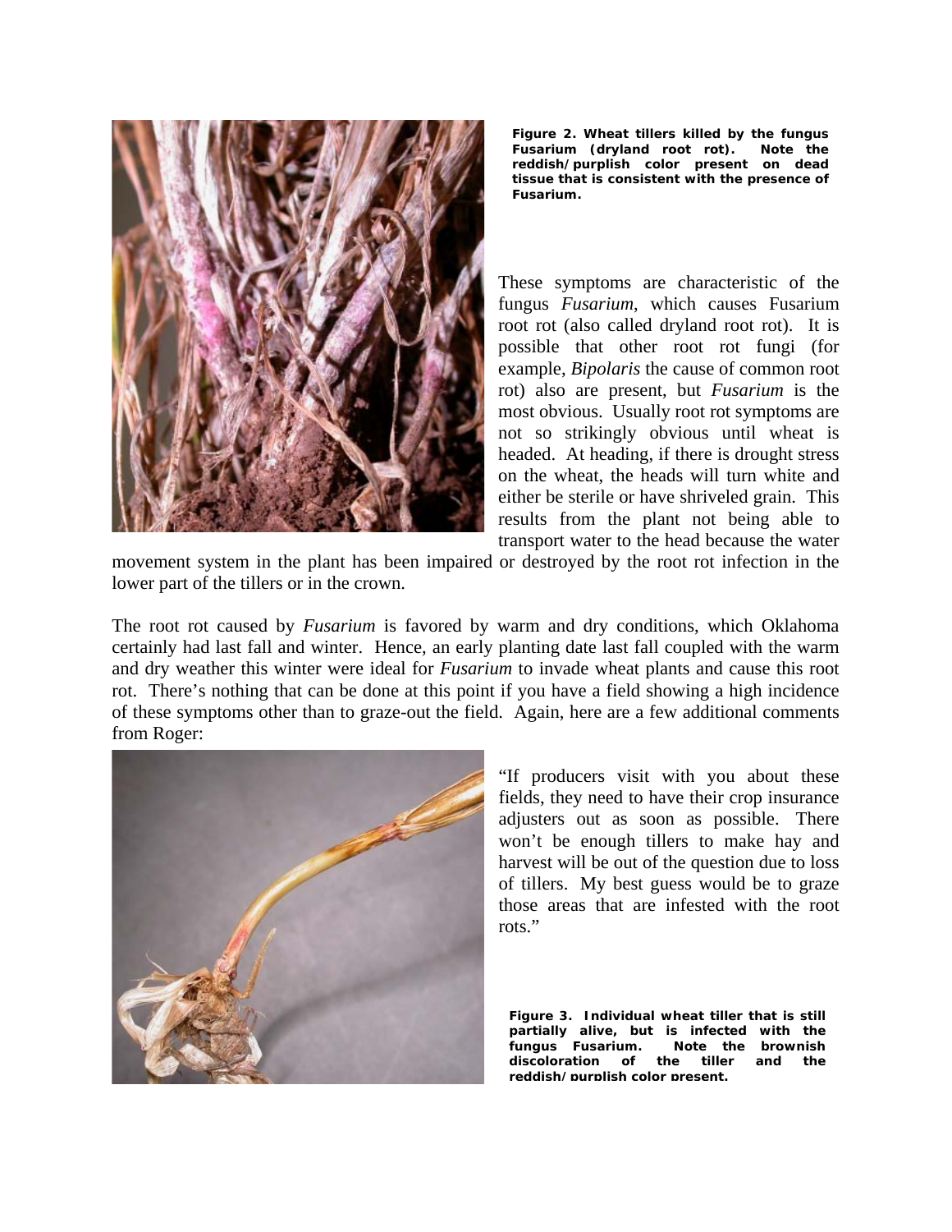**Figure 2. Wheat tillers killed by the fungus Fusarium (dryland root rot). Note the reddish/purplish color present on dead tissue that is consistent with the presence of Fusarium.**

These symptoms are characteristic of the fungus *Fusarium*, which causes Fusarium root rot (also called dryland root rot). It is possible that other root rot fungi (for example, *Bipolaris* the cause of common root rot) also are present, but *Fusarium* is the most obvious. Usually root rot symptoms are not so strikingly obvious until wheat is headed. At heading, if there is drought stress on the wheat, the heads will turn white and either be sterile or have shriveled grain. This results from the plant not being able to transport water to the head because the water movement system in the plant has been impaired or destroyed by the root rot infection in the lower part of the tillers or in the crown.

The root rot caused by *Fusarium* is favored by warm and dry conditions, which Oklahoma certainly had last fall and winter. Hence, an early planting date last fall coupled with the warm and dry weather this winter were ideal for *Fusarium* to invade wheat plants and cause this root rot. There's nothing that can be done at this point if you have a field showing a high incidence of these symptoms other than to graze-out the field. Again, here are a few additional comments from Roger:

"If producers visit with you about these fields, they need to have their crop insurance adjusters out as soon as possible. There won't be enough tillers to make hay and harvest will be out of the question due to loss of tillers. My best guess would be to graze those areas that are infested with the root rots."

**Figure 3. Individual wheat tiller that is still partially alive, but is infected with the fungus Fusarium. Note the brownish discoloration of the tiller and the reddish/purplish color present.**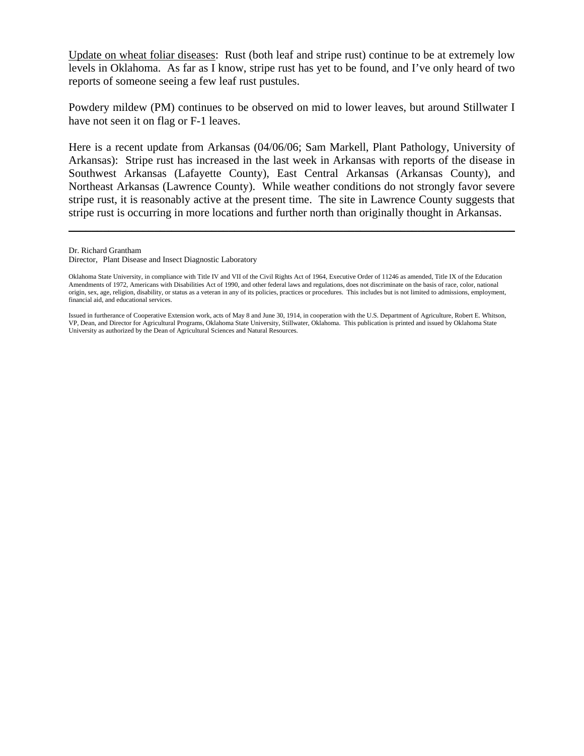<u>Update on wheat foliar diseases</u>: Rust (both leaf and stripe rust) continue to be at extremely low levels in Oklahoma. As far as I know, stripe rust has yet to be found, and I've only heard of two reports of someone seeing a few leaf rust pustules.

Powdery mildew (PM) continues to be observed on mid to lower leaves, but around Stillwater I have not seen it on flag or F-1 leaves.

Here is a recent update from Arkansas (04/06/06; Sam Markell, Plant Pathology, University of Arkansas): Stripe rust has increased in the last week in Arkansas with reports of the disease in Southwest Arkansas (Lafayette County), East Central Arkansas (Arkansas County), and Northeast Arkansas (Lawrence County). While weather conditions do not strongly favor severe stripe rust, it is reasonably active at the present time. The site in Lawrence County suggests that stripe rust is occurring in more locations and further north than originally thought in Arkansas.

---

Dr. Richard Grantham
Director, Plant Disease and Insect Diagnostic Laboratory

Oklahoma State University, in compliance with Title IV and VII of the Civil Rights Act of 1964, Executive Order of 11246 as amended, Title IX of the Education Amendments of 1972, Americans with Disabilities Act of 1990, and other federal laws and regulations, does not discriminate on the basis of race, color, national origin, sex, age, religion, disability, or status as a veteran in any of its policies, practices or procedures. This includes but is not limited to admissions, employment, financial aid, and educational services.

Issued in furtherance of Cooperative Extension work, acts of May 8 and June 30, 1914, in cooperation with the U.S. Department of Agriculture, Robert E. Whitson, VP, Dean, and Director for Agricultural Programs, Oklahoma State University, Stillwater, Oklahoma. This publication is printed and issued by Oklahoma State University as authorized by the Dean of Agricultural Sciences and Natural Resources.